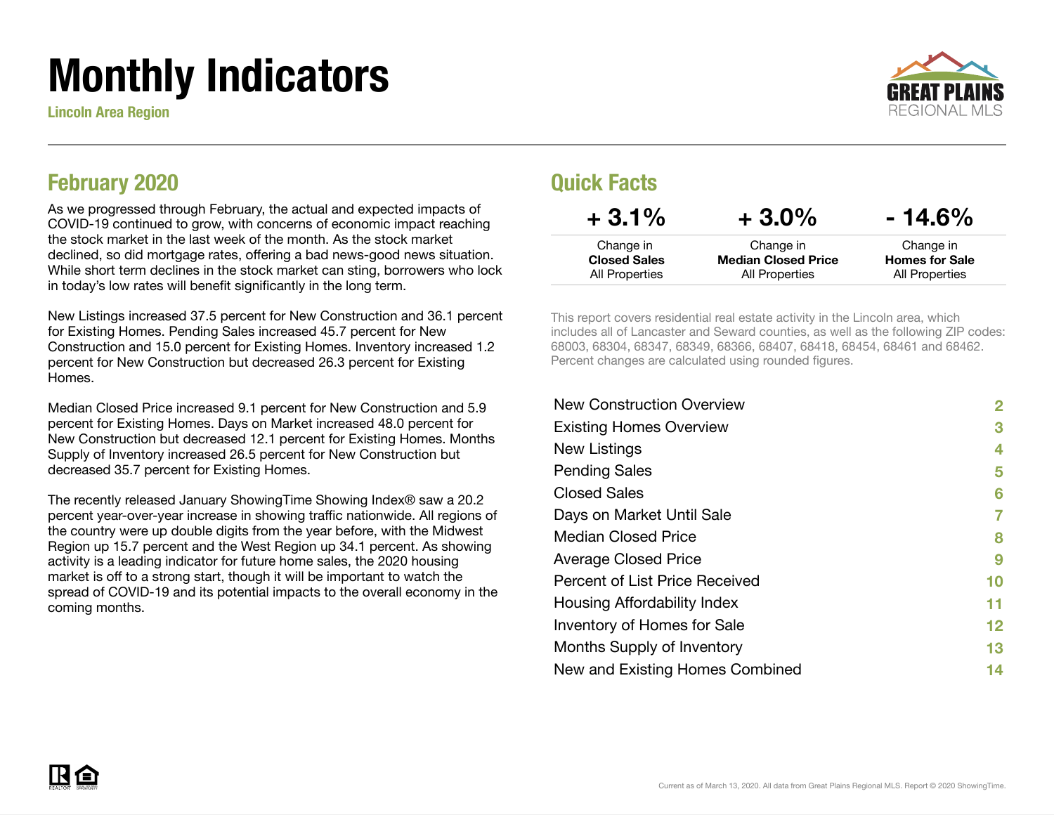# Monthly Indicators

**Lincoln Area Region**

GREAT PLAINS REGIONAL MLS

## February 2020

As we progressed through February, the actual and expected impacts of COVID-19 continued to grow, with concerns of economic impact reaching the stock market in the last week of the month. As the stock market declined, so did mortgage rates, offering a bad news-good news situation. While short term declines in the stock market can sting, borrowers who lock in today's low rates will benefit significantly in the long term.

New Listings increased 37.5 percent for New Construction and 36.1 percent for Existing Homes. Pending Sales increased 45.7 percent for New Construction and 15.0 percent for Existing Homes. Inventory increased 1.2 percent for New Construction but decreased 26.3 percent for Existing Homes.

Median Closed Price increased 9.1 percent for New Construction and 5.9 percent for Existing Homes. Days on Market increased 48.0 percent for New Construction but decreased 12.1 percent for Existing Homes. Months Supply of Inventory increased 26.5 percent for New Construction but decreased 35.7 percent for Existing Homes.

The recently released January ShowingTime Showing Index® saw a 20.2 percent year-over-year increase in showing traffic nationwide. All regions of the country were up double digits from the year before, with the Midwest Region up 15.7 percent and the West Region up 34.1 percent. As showing activity is a leading indicator for future home sales, the 2020 housing market is off to a strong start, though it will be important to watch the spread of COVID-19 and its potential impacts to the overall economy in the coming months.

## Quick Facts

| + 3.1% | + 3.0% | - 14.6% |
|---|---|---|
| Change in **Closed Sales** All Properties | Change in **Median Closed Price** All Properties | Change in **Homes for Sale** All Properties |

This report covers residential real estate activity in the Lincoln area, which includes all of Lancaster and Seward counties, as well as the following ZIP codes: 68003, 68304, 68347, 68349, 68366, 68407, 68418, 68454, 68461 and 68462. Percent changes are calculated using rounded figures.

| | |
|---|---|
| New Construction Overview | 2 |
| Existing Homes Overview | 3 |
| New Listings | 4 |
| Pending Sales | 5 |
| Closed Sales | 6 |
| Days on Market Until Sale | 7 |
| Median Closed Price | 8 |
| Average Closed Price | 9 |
| Percent of List Price Received | 10 |
| Housing Affordability Index | 11 |
| Inventory of Homes for Sale | 12 |
| Months Supply of Inventory | 13 |
| New and Existing Homes Combined | 14 |

Current as of March 13, 2020. All data from Great Plains Regional MLS. Report © 2020 ShowingTime.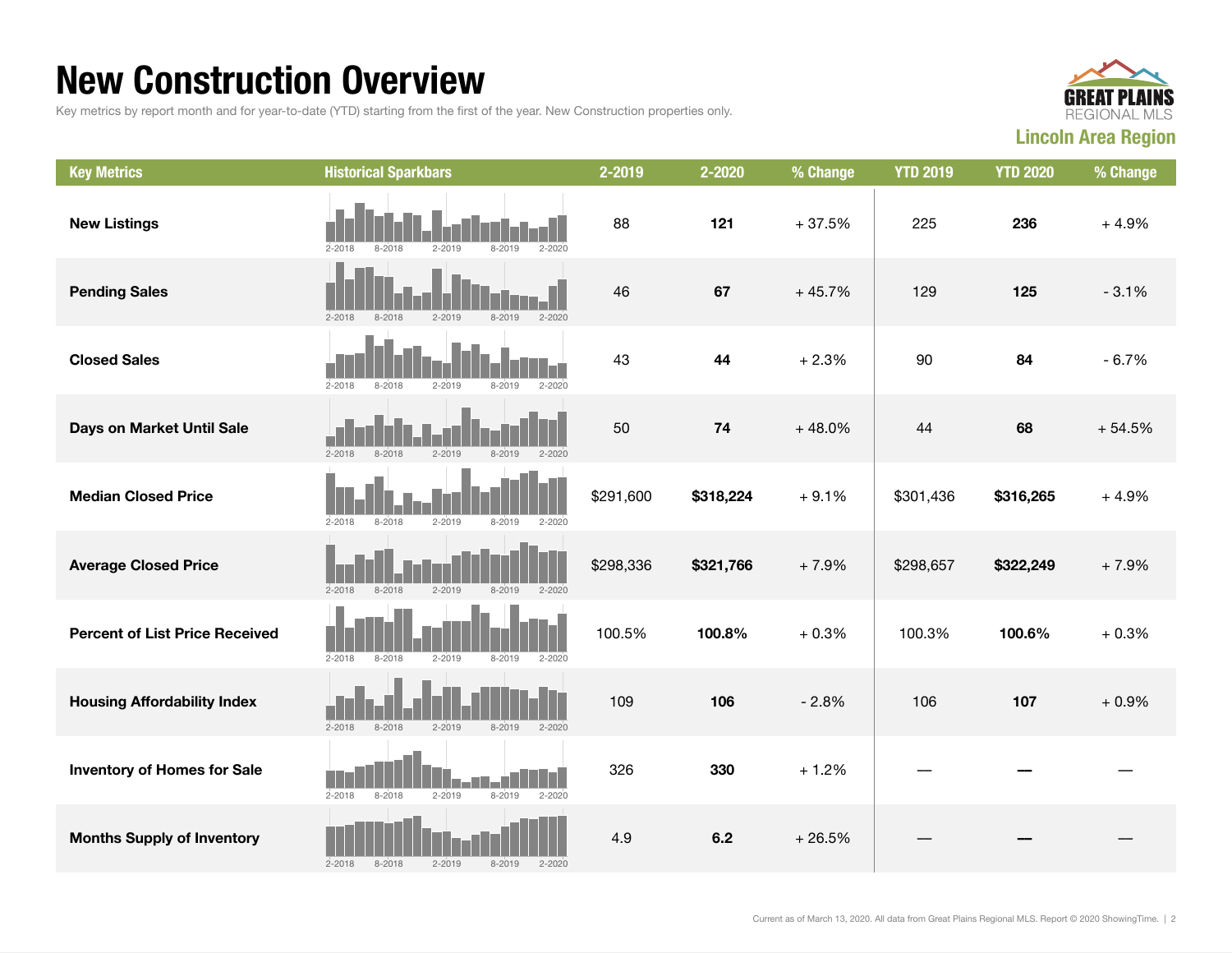# New Construction Overview

Key metrics by report month and for year-to-date (YTD) starting from the first of the year. New Construction properties only.

**Lincoln Area Region**

| Key Metrics | Historical Sparkbars | 2-2019 | 2-2020 | % Change | YTD 2019 | YTD 2020 | % Change |
|---|---|---|---|---|---|---|---|
| New Listings | | 88 | **121** | + 37.5% | 225 | **236** | + 4.9% |
| Pending Sales | | 46 | **67** | + 45.7% | 129 | **125** | - 3.1% |
| Closed Sales | | 43 | **44** | + 2.3% | 90 | **84** | - 6.7% |
| Days on Market Until Sale | | 50 | **74** | + 48.0% | 44 | **68** | + 54.5% |
| Median Closed Price | | $291,600 | **$318,224** | + 9.1% | $301,436 | **$316,265** | + 4.9% |
| Average Closed Price | | $298,336 | **$321,766** | + 7.9% | $298,657 | **$322,249** | + 7.9% |
| Percent of List Price Received | | 100.5% | **100.8%** | + 0.3% | 100.3% | **100.6%** | + 0.3% |
| Housing Affordability Index | | 109 | **106** | - 2.8% | 106 | **107** | + 0.9% |
| Inventory of Homes for Sale | | 326 | **330** | + 1.2% | — | **—** | — |
| Months Supply of Inventory | | 4.9 | **6.2** | + 26.5% | — | **—** | — |

Current as of March 13, 2020. All data from Great Plains Regional MLS. Report © 2020 ShowingTime.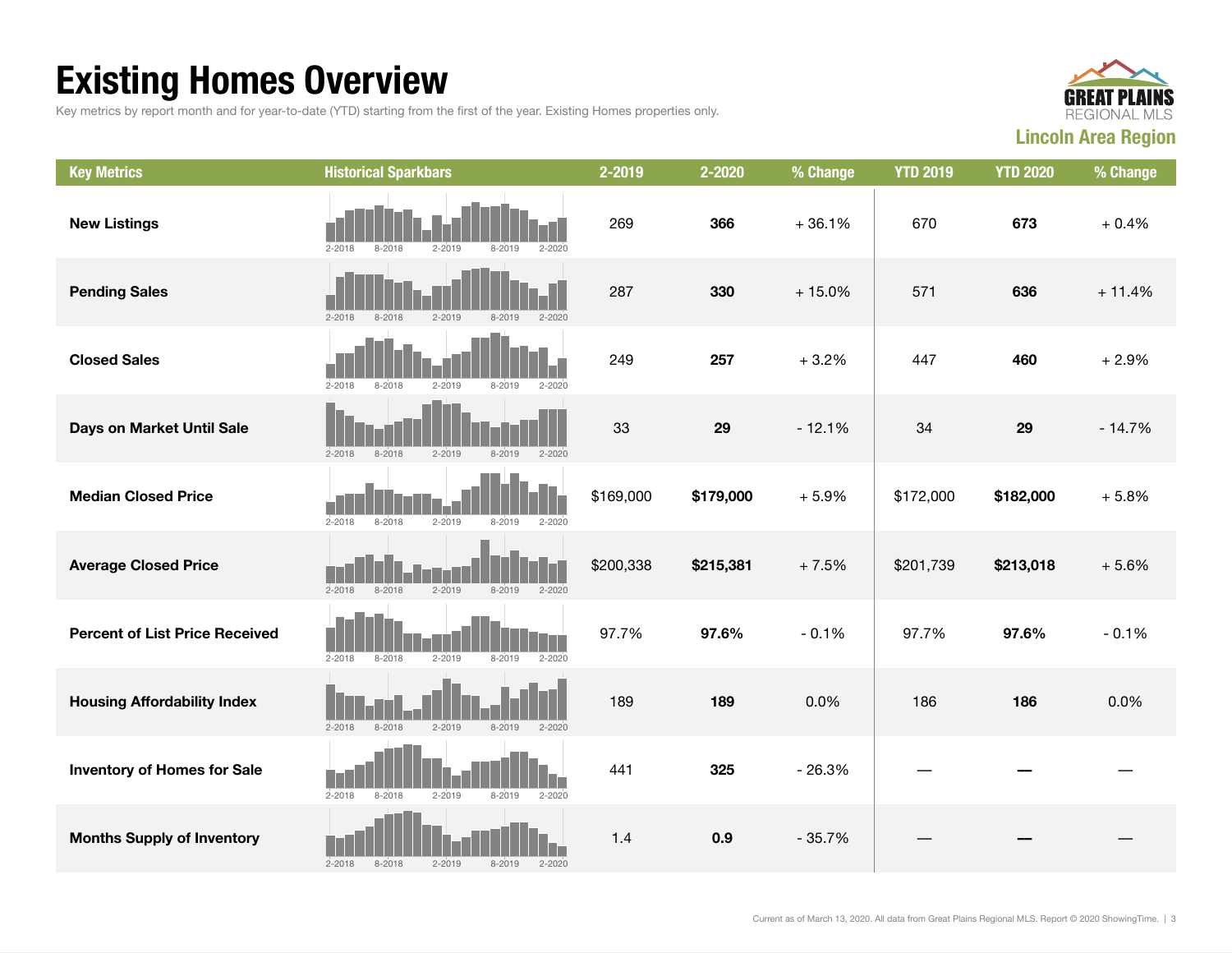# Existing Homes Overview

Key metrics by report month and for year-to-date (YTD) starting from the first of the year. Existing Homes properties only.

GREAT PLAINS REGIONAL MLS

**Lincoln Area Region**

| Key Metrics | Historical Sparkbars | 2-2019 | 2-2020 | % Change | YTD 2019 | YTD 2020 | % Change |
|---|---|---|---|---|---|---|---|
| **New Listings** | 2-2018 8-2018 2-2019 8-2019 2-2020 | 269 | **366** | + 36.1% | 670 | **673** | + 0.4% |
| **Pending Sales** | 2-2018 8-2018 2-2019 8-2019 2-2020 | 287 | **330** | + 15.0% | 571 | **636** | + 11.4% |
| **Closed Sales** | 2-2018 8-2018 2-2019 8-2019 2-2020 | 249 | **257** | + 3.2% | 447 | **460** | + 2.9% |
| **Days on Market Until Sale** | 2-2018 8-2018 2-2019 8-2019 2-2020 | 33 | **29** | - 12.1% | 34 | **29** | - 14.7% |
| **Median Closed Price** | 2-2018 8-2018 2-2019 8-2019 2-2020 | $169,000 | **$179,000** | + 5.9% | $172,000 | **$182,000** | + 5.8% |
| **Average Closed Price** | 2-2018 8-2018 2-2019 8-2019 2-2020 | $200,338 | **$215,381** | + 7.5% | $201,739 | **$213,018** | + 5.6% |
| **Percent of List Price Received** | 2-2018 8-2018 2-2019 8-2019 2-2020 | 97.7% | **97.6%** | - 0.1% | 97.7% | **97.6%** | - 0.1% |
| **Housing Affordability Index** | 2-2018 8-2018 2-2019 8-2019 2-2020 | 189 | **189** | 0.0% | 186 | **186** | 0.0% |
| **Inventory of Homes for Sale** | 2-2018 8-2018 2-2019 8-2019 2-2020 | 441 | **325** | - 26.3% | — | **—** | — |
| **Months Supply of Inventory** | 2-2018 8-2018 2-2019 8-2019 2-2020 | 1.4 | **0.9** | - 35.7% | — | **—** | — |

Current as of March 13, 2020. All data from Great Plains Regional MLS. Report © 2020 ShowingTime.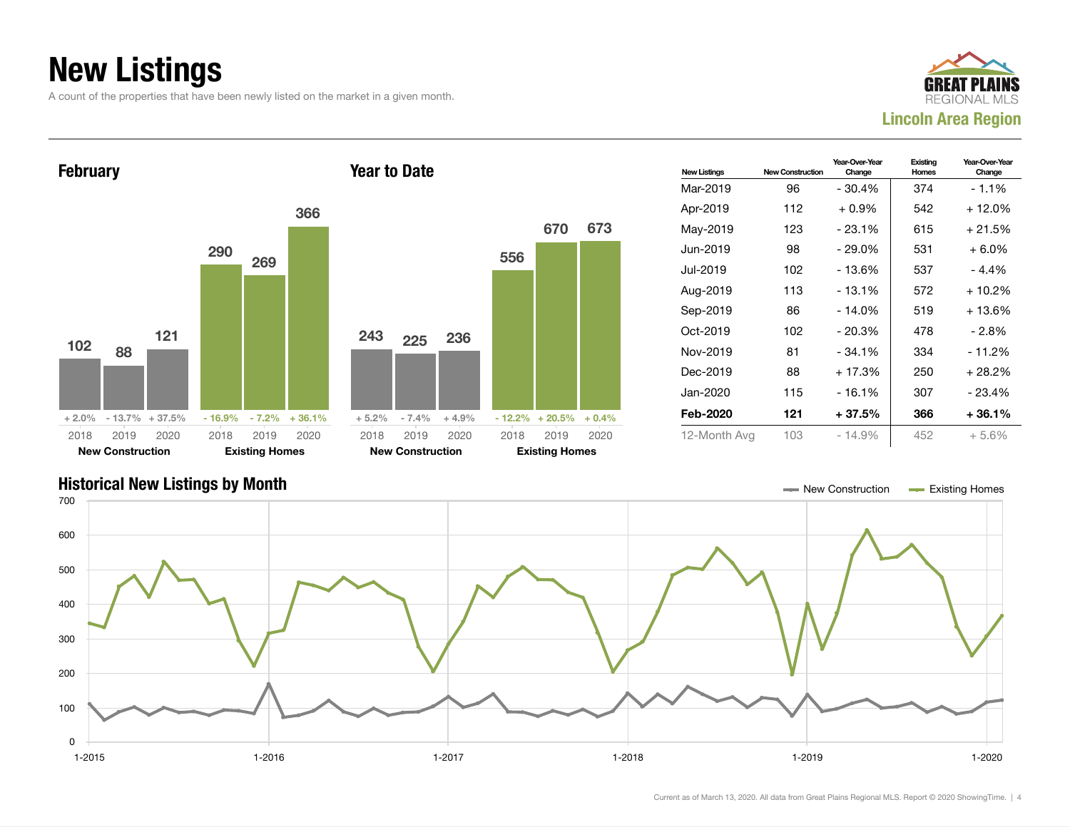# New Listings

A count of the properties that have been newly listed on the market in a given month.

GREAT PLAINS REGIONAL MLS
**Lincoln Area Region**

## February

| | 2018 | 2019 | 2020 |
|---|---|---|---|
| **New Construction** | 102 | 88 | 121 |
| Change | + 2.0% | - 13.7% | + 37.5% |
| **Existing Homes** | 290 | 269 | 366 |
| Change | - 16.9% | - 7.2% | + 36.1% |

## Year to Date

| | 2018 | 2019 | 2020 |
|---|---|---|---|
| **New Construction** | 243 | 225 | 236 |
| Change | + 5.2% | - 7.4% | + 4.9% |
| **Existing Homes** | 556 | 670 | 673 |
| Change | - 12.2% | + 20.5% | + 0.4% |

| New Listings | New Construction | Year-Over-Year Change | Existing Homes | Year-Over-Year Change |
|---|---|---|---|---|
| Mar-2019 | 96 | - 30.4% | 374 | - 1.1% |
| Apr-2019 | 112 | + 0.9% | 542 | + 12.0% |
| May-2019 | 123 | - 23.1% | 615 | + 21.5% |
| Jun-2019 | 98 | - 29.0% | 531 | + 6.0% |
| Jul-2019 | 102 | - 13.6% | 537 | - 4.4% |
| Aug-2019 | 113 | - 13.1% | 572 | + 10.2% |
| Sep-2019 | 86 | - 14.0% | 519 | + 13.6% |
| Oct-2019 | 102 | - 20.3% | 478 | - 2.8% |
| Nov-2019 | 81 | - 34.1% | 334 | - 11.2% |
| Dec-2019 | 88 | + 17.3% | 250 | + 28.2% |
| Jan-2020 | 115 | - 16.1% | 307 | - 23.4% |
| **Feb-2020** | **121** | **+ 37.5%** | **366** | **+ 36.1%** |
| 12-Month Avg | 103 | - 14.9% | 452 | + 5.6% |

## Historical New Listings by Month

Legend: New Construction, Existing Homes

Y-axis: 0, 100, 200, 300, 400, 500, 600, 700
X-axis: 1-2015, 1-2016, 1-2017, 1-2018, 1-2019, 1-2020

Current as of March 13, 2020. All data from Great Plains Regional MLS. Report © 2020 ShowingTime.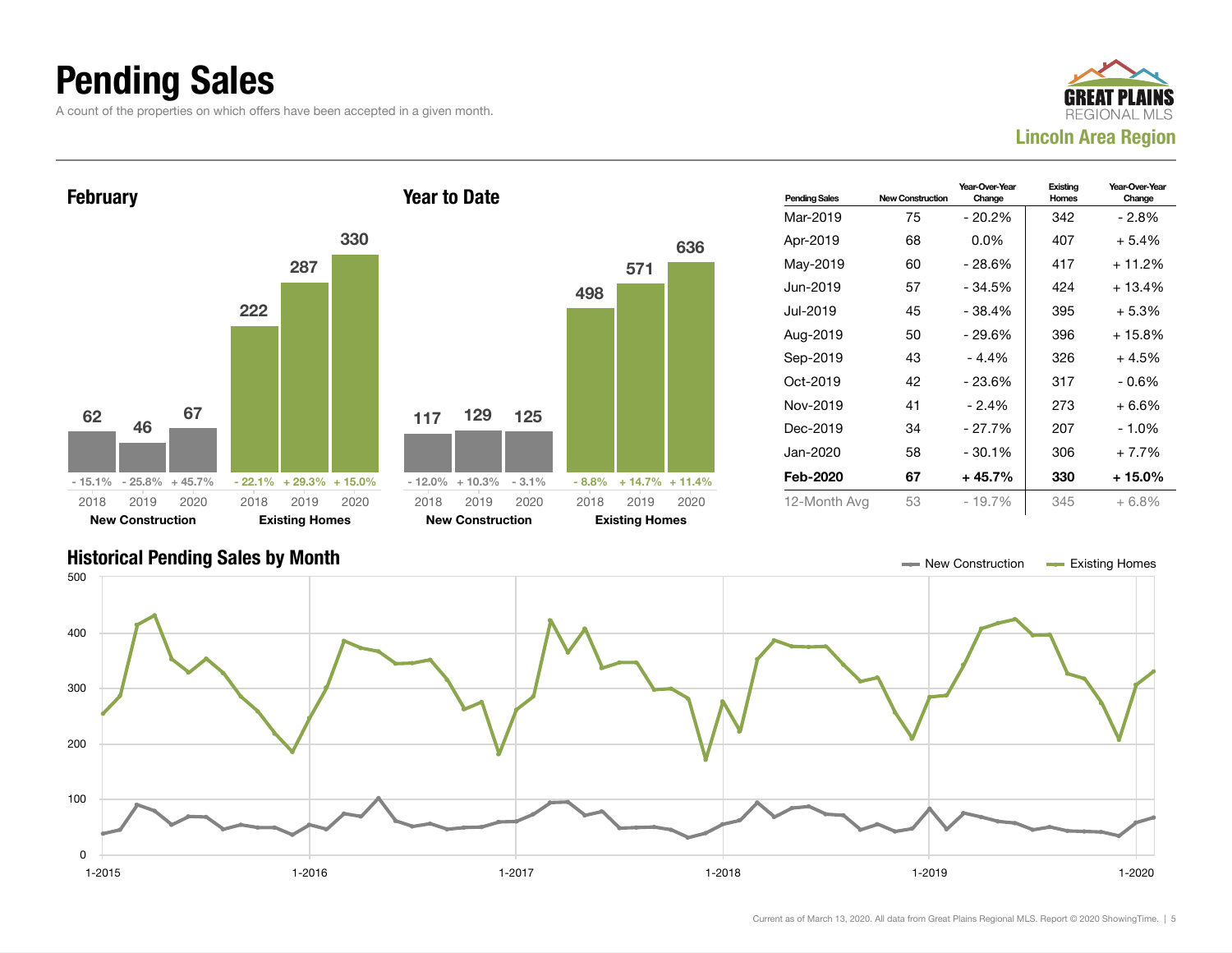# Pending Sales

A count of the properties on which offers have been accepted in a given month.

**Lincoln Area Region**

## February

| | 2018 | 2019 | 2020 |
|---|---|---|---|
| New Construction | 62 | 46 | 67 |
| Change | - 15.1% | - 25.8% | + 45.7% |
| Existing Homes | 222 | 287 | 330 |
| Change | - 22.1% | + 29.3% | + 15.0% |

## Year to Date

| | 2018 | 2019 | 2020 |
|---|---|---|---|
| New Construction | 117 | 129 | 125 |
| Change | - 12.0% | + 10.3% | - 3.1% |
| Existing Homes | 498 | 571 | 636 |
| Change | - 8.8% | + 14.7% | + 11.4% |

| Pending Sales | New Construction | Year-Over-Year Change | Existing Homes | Year-Over-Year Change |
|---|---|---|---|---|
| Mar-2019 | 75 | - 20.2% | 342 | - 2.8% |
| Apr-2019 | 68 | 0.0% | 407 | + 5.4% |
| May-2019 | 60 | - 28.6% | 417 | + 11.2% |
| Jun-2019 | 57 | - 34.5% | 424 | + 13.4% |
| Jul-2019 | 45 | - 38.4% | 395 | + 5.3% |
| Aug-2019 | 50 | - 29.6% | 396 | + 15.8% |
| Sep-2019 | 43 | - 4.4% | 326 | + 4.5% |
| Oct-2019 | 42 | - 23.6% | 317 | - 0.6% |
| Nov-2019 | 41 | - 2.4% | 273 | + 6.6% |
| Dec-2019 | 34 | - 27.7% | 207 | - 1.0% |
| Jan-2020 | 58 | - 30.1% | 306 | + 7.7% |
| **Feb-2020** | **67** | **+ 45.7%** | **330** | **+ 15.0%** |
| 12-Month Avg | 53 | - 19.7% | 345 | + 6.8% |

## Historical Pending Sales by Month

New Construction — Existing Homes

Current as of March 13, 2020. All data from Great Plains Regional MLS. Report © 2020 ShowingTime.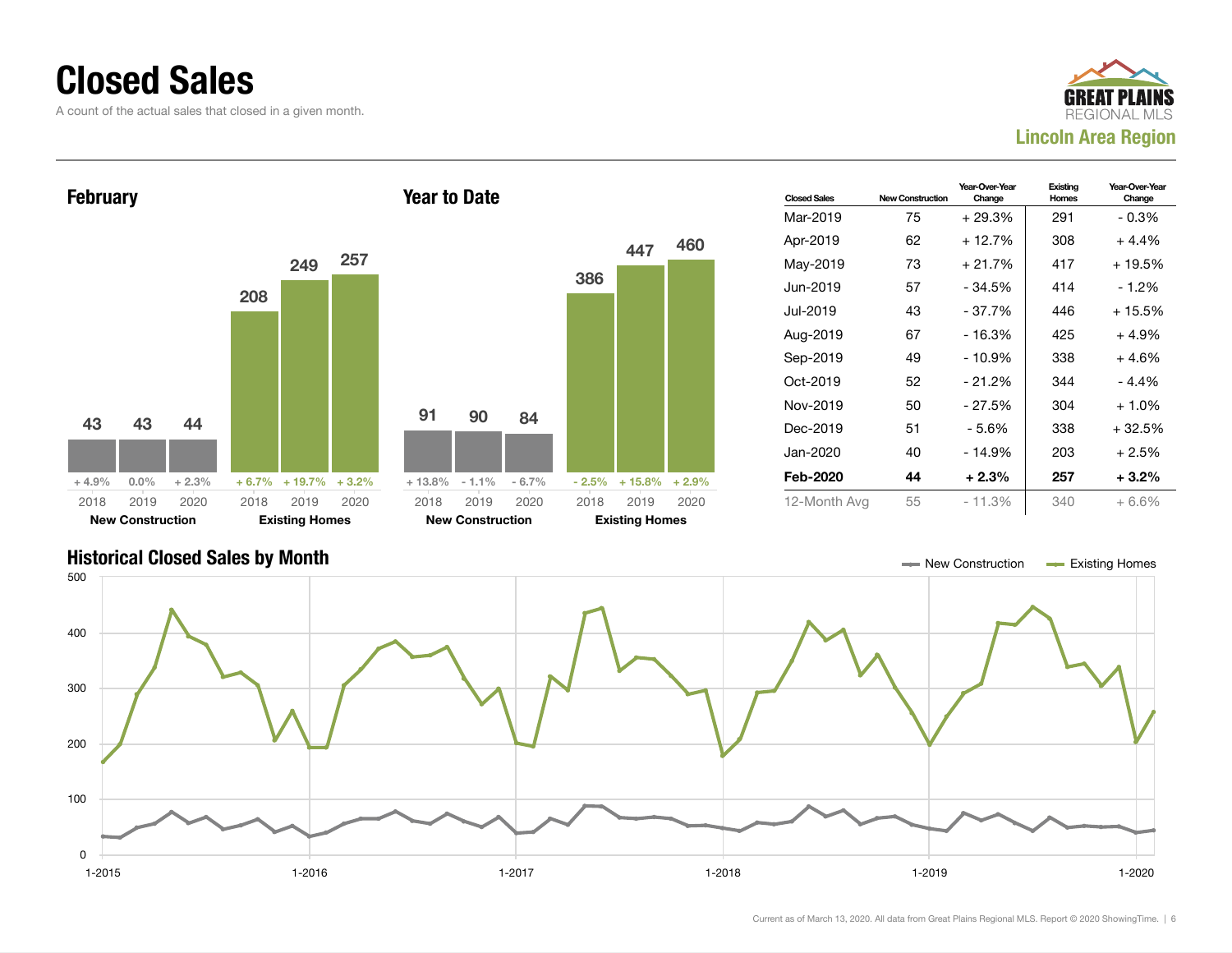# Closed Sales

A count of the actual sales that closed in a given month.

**Lincoln Area Region**

## February

| | 2018 | 2019 | 2020 |
|---|---|---|---|
| New Construction | 43 | 43 | 44 |
| Change | + 4.9% | 0.0% | + 2.3% |
| Existing Homes | 208 | 249 | 257 |
| Change | + 6.7% | + 19.7% | + 3.2% |

## Year to Date

| | 2018 | 2019 | 2020 |
|---|---|---|---|
| New Construction | 91 | 90 | 84 |
| Change | + 13.8% | - 1.1% | - 6.7% |
| Existing Homes | 386 | 447 | 460 |
| Change | - 2.5% | + 15.8% | + 2.9% |

| Closed Sales | New Construction | Year-Over-Year Change | Existing Homes | Year-Over-Year Change |
|---|---|---|---|---|
| Mar-2019 | 75 | + 29.3% | 291 | - 0.3% |
| Apr-2019 | 62 | + 12.7% | 308 | + 4.4% |
| May-2019 | 73 | + 21.7% | 417 | + 19.5% |
| Jun-2019 | 57 | - 34.5% | 414 | - 1.2% |
| Jul-2019 | 43 | - 37.7% | 446 | + 15.5% |
| Aug-2019 | 67 | - 16.3% | 425 | + 4.9% |
| Sep-2019 | 49 | - 10.9% | 338 | + 4.6% |
| Oct-2019 | 52 | - 21.2% | 344 | - 4.4% |
| Nov-2019 | 50 | - 27.5% | 304 | + 1.0% |
| Dec-2019 | 51 | - 5.6% | 338 | + 32.5% |
| Jan-2020 | 40 | - 14.9% | 203 | + 2.5% |
| **Feb-2020** | **44** | **+ 2.3%** | **257** | **+ 3.2%** |
| 12-Month Avg | 55 | - 11.3% | 340 | + 6.6% |

## Historical Closed Sales by Month

Legend: New Construction, Existing Homes

Current as of March 13, 2020. All data from Great Plains Regional MLS. Report © 2020 ShowingTime.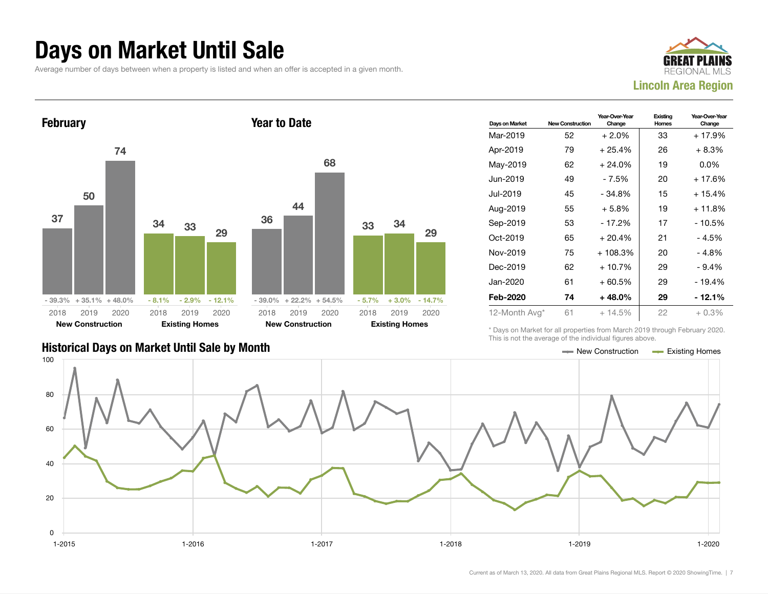# Days on Market Until Sale

Average number of days between when a property is listed and when an offer is accepted in a given month.

GREAT PLAINS REGIONAL MLS

**Lincoln Area Region**

## February

| | 2018 | 2019 | 2020 |
|---|---|---|---|
| **New Construction** | 37 | 50 | 74 |
| Change | - 39.3% | + 35.1% | + 48.0% |
| **Existing Homes** | 34 | 33 | 29 |
| Change | - 8.1% | - 2.9% | - 12.1% |

## Year to Date

| | 2018 | 2019 | 2020 |
|---|---|---|---|
| **New Construction** | 36 | 44 | 68 |
| Change | - 39.0% | + 22.2% | + 54.5% |
| **Existing Homes** | 33 | 34 | 29 |
| Change | - 5.7% | + 3.0% | - 14.7% |

| Days on Market | New Construction | Year-Over-Year Change | Existing Homes | Year-Over-Year Change |
|---|---|---|---|---|
| Mar-2019 | 52 | + 2.0% | 33 | + 17.9% |
| Apr-2019 | 79 | + 25.4% | 26 | + 8.3% |
| May-2019 | 62 | + 24.0% | 19 | 0.0% |
| Jun-2019 | 49 | - 7.5% | 20 | + 17.6% |
| Jul-2019 | 45 | - 34.8% | 15 | + 15.4% |
| Aug-2019 | 55 | + 5.8% | 19 | + 11.8% |
| Sep-2019 | 53 | - 17.2% | 17 | - 10.5% |
| Oct-2019 | 65 | + 20.4% | 21 | - 4.5% |
| Nov-2019 | 75 | + 108.3% | 20 | - 4.8% |
| Dec-2019 | 62 | + 10.7% | 29 | - 9.4% |
| Jan-2020 | 61 | + 60.5% | 29 | - 19.4% |
| **Feb-2020** | **74** | **+ 48.0%** | **29** | **- 12.1%** |
| 12-Month Avg* | 61 | + 14.5% | 22 | + 0.3% |

\* Days on Market for all properties from March 2019 through February 2020. This is not the average of the individual figures above.

## Historical Days on Market Until Sale by Month

New Construction — Existing Homes

(Line chart, y-axis 0–100, x-axis 1-2015 through 1-2020)

Current as of March 13, 2020. All data from Great Plains Regional MLS. Report © 2020 ShowingTime.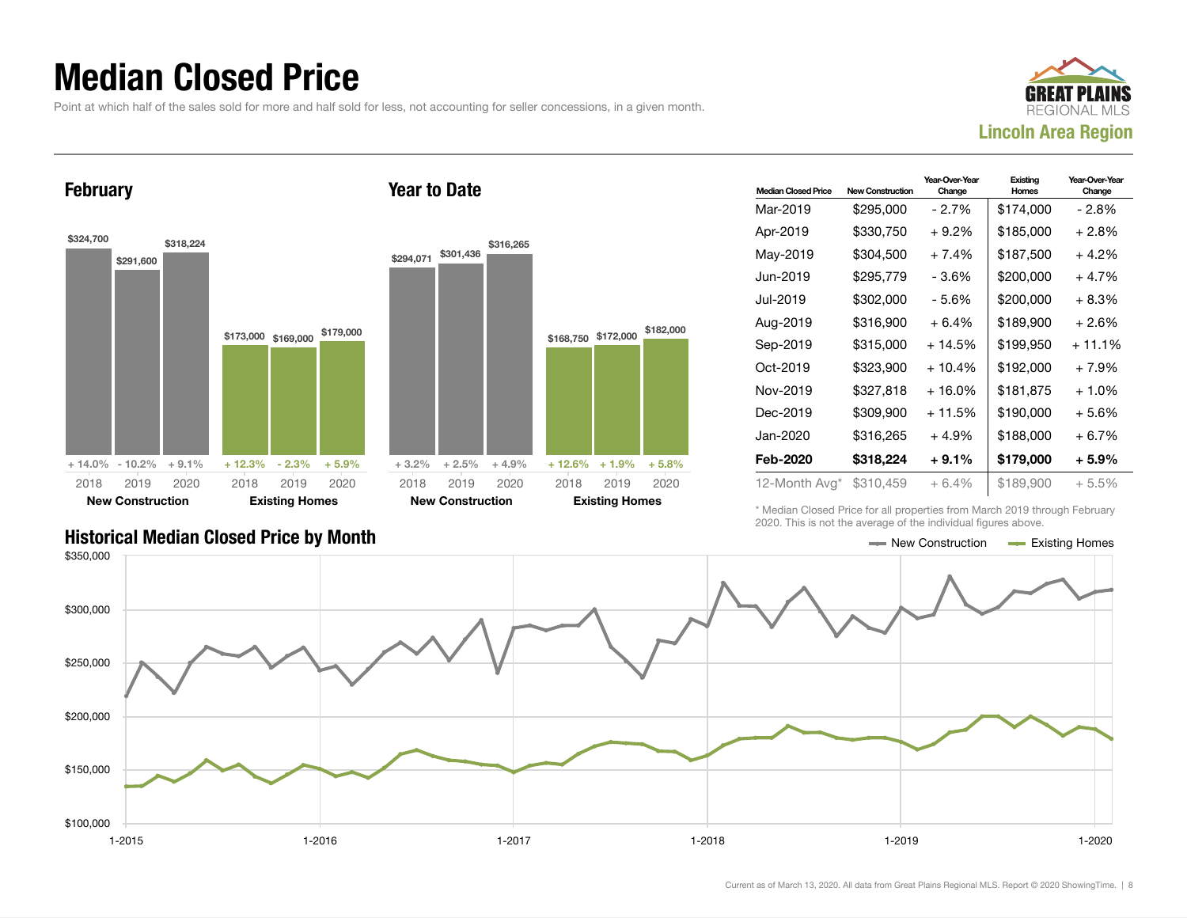# Median Closed Price

Point at which half of the sales sold for more and half sold for less, not accounting for seller concessions, in a given month.

GREAT PLAINS REGIONAL MLS

**Lincoln Area Region**

## February

| | 2018 | 2019 | 2020 |
|---|---|---|---|
| New Construction | $324,700 | $291,600 | $318,224 |
| Change | + 14.0% | - 10.2% | + 9.1% |
| Existing Homes | $173,000 | $169,000 | $179,000 |
| Change | + 12.3% | - 2.3% | + 5.9% |

## Year to Date

| | 2018 | 2019 | 2020 |
|---|---|---|---|
| New Construction | $294,071 | $301,436 | $316,265 |
| Change | + 3.2% | + 2.5% | + 4.9% |
| Existing Homes | $168,750 | $172,000 | $182,000 |
| Change | + 12.6% | + 1.9% | + 5.8% |

| Median Closed Price | New Construction | Year-Over-Year Change | Existing Homes | Year-Over-Year Change |
|---|---|---|---|---|
| Mar-2019 | $295,000 | - 2.7% | $174,000 | - 2.8% |
| Apr-2019 | $330,750 | + 9.2% | $185,000 | + 2.8% |
| May-2019 | $304,500 | + 7.4% | $187,500 | + 4.2% |
| Jun-2019 | $295,779 | - 3.6% | $200,000 | + 4.7% |
| Jul-2019 | $302,000 | - 5.6% | $200,000 | + 8.3% |
| Aug-2019 | $316,900 | + 6.4% | $189,900 | + 2.6% |
| Sep-2019 | $315,000 | + 14.5% | $199,950 | + 11.1% |
| Oct-2019 | $323,900 | + 10.4% | $192,000 | + 7.9% |
| Nov-2019 | $327,818 | + 16.0% | $181,875 | + 1.0% |
| Dec-2019 | $309,900 | + 11.5% | $190,000 | + 5.6% |
| Jan-2020 | $316,265 | + 4.9% | $188,000 | + 6.7% |
| **Feb-2020** | **$318,224** | **+ 9.1%** | **$179,000** | **+ 5.9%** |
| 12-Month Avg* | $310,459 | + 6.4% | $189,900 | + 5.5% |

\* Median Closed Price for all properties from March 2019 through February 2020. This is not the average of the individual figures above.

## Historical Median Closed Price by Month

New Construction — Existing Homes

$350,000 / $300,000 / $250,000 / $200,000 / $150,000 / $100,000

1-2015 | 1-2016 | 1-2017 | 1-2018 | 1-2019 | 1-2020

Current as of March 13, 2020. All data from Great Plains Regional MLS. Report © 2020 ShowingTime.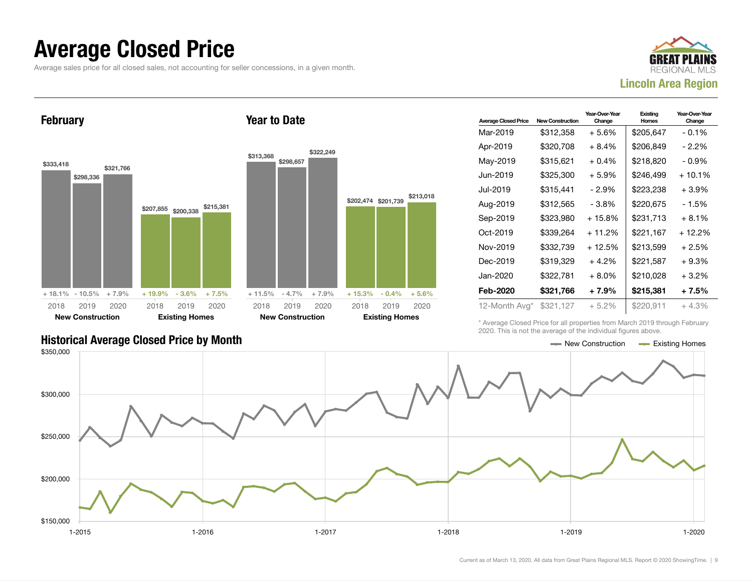# Average Closed Price

Average sales price for all closed sales, not accounting for seller concessions, in a given month.

GREAT PLAINS REGIONAL MLS

**Lincoln Area Region**

## February

| | 2018 | 2019 | 2020 |
|---|---|---|---|
| New Construction | $333,418 | $298,336 | $321,766 |
| Change | + 18.1% | - 10.5% | + 7.9% |
| Existing Homes | $207,855 | $200,338 | $215,381 |
| Change | + 19.9% | - 3.6% | + 7.5% |

## Year to Date

| | 2018 | 2019 | 2020 |
|---|---|---|---|
| New Construction | $313,368 | $298,657 | $322,249 |
| Change | + 11.5% | - 4.7% | + 7.9% |
| Existing Homes | $202,474 | $201,739 | $213,018 |
| Change | + 15.3% | - 0.4% | + 5.6% |

| Average Closed Price | New Construction | Year-Over-Year Change | Existing Homes | Year-Over-Year Change |
|---|---|---|---|---|
| Mar-2019 | $312,358 | + 5.6% | $205,647 | - 0.1% |
| Apr-2019 | $320,708 | + 8.4% | $206,849 | - 2.2% |
| May-2019 | $315,621 | + 0.4% | $218,820 | - 0.9% |
| Jun-2019 | $325,300 | + 5.9% | $246,499 | + 10.1% |
| Jul-2019 | $315,441 | - 2.9% | $223,238 | + 3.9% |
| Aug-2019 | $312,565 | - 3.8% | $220,675 | - 1.5% |
| Sep-2019 | $323,980 | + 15.8% | $231,713 | + 8.1% |
| Oct-2019 | $339,264 | + 11.2% | $221,167 | + 12.2% |
| Nov-2019 | $332,739 | + 12.5% | $213,599 | + 2.5% |
| Dec-2019 | $319,329 | + 4.2% | $221,587 | + 9.3% |
| Jan-2020 | $322,781 | + 8.0% | $210,028 | + 3.2% |
| **Feb-2020** | **$321,766** | **+ 7.9%** | **$215,381** | **+ 7.5%** |
| 12-Month Avg* | $321,127 | + 5.2% | $220,911 | + 4.3% |

\* Average Closed Price for all properties from March 2019 through February 2020. This is not the average of the individual figures above.

## Historical Average Closed Price by Month

New Construction — Existing Homes

$350,000 | $300,000 | $250,000 | $200,000 | $150,000

1-2015 | 1-2016 | 1-2017 | 1-2018 | 1-2019 | 1-2020

Current as of March 13, 2020. All data from Great Plains Regional MLS. Report © 2020 ShowingTime.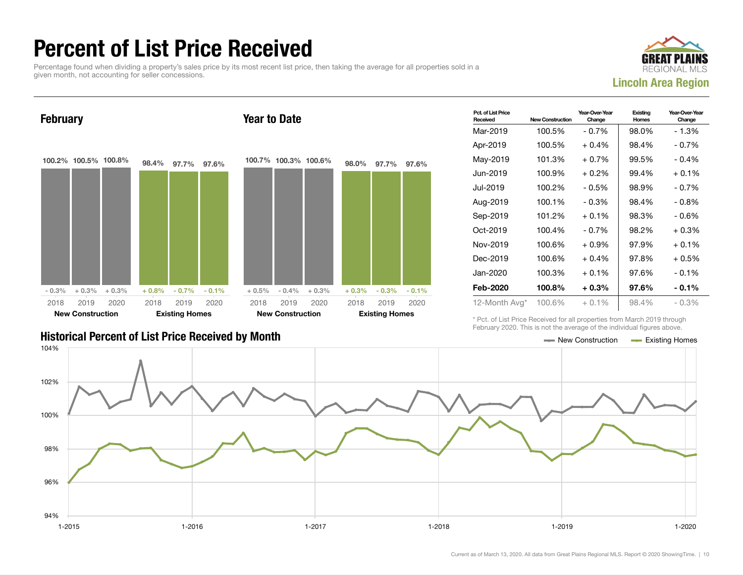# Percent of List Price Received

Percentage found when dividing a property's sales price by its most recent list price, then taking the average for all properties sold in a given month, not accounting for seller concessions.

GREAT PLAINS REGIONAL MLS

**Lincoln Area Region**

## February

| | 2018 | 2019 | 2020 |
|---|---|---|---|
| New Construction | 100.2% | 100.5% | 100.8% |
| Change | - 0.3% | + 0.3% | + 0.3% |
| Existing Homes | 98.4% | 97.7% | 97.6% |
| Change | + 0.8% | - 0.7% | - 0.1% |

## Year to Date

| | 2018 | 2019 | 2020 |
|---|---|---|---|
| New Construction | 100.7% | 100.3% | 100.6% |
| Change | + 0.5% | - 0.4% | + 0.3% |
| Existing Homes | 98.0% | 97.7% | 97.6% |
| Change | + 0.3% | - 0.3% | - 0.1% |

| Pct. of List Price Received | New Construction | Year-Over-Year Change | Existing Homes | Year-Over-Year Change |
|---|---|---|---|---|
| Mar-2019 | 100.5% | - 0.7% | 98.0% | - 1.3% |
| Apr-2019 | 100.5% | + 0.4% | 98.4% | - 0.7% |
| May-2019 | 101.3% | + 0.7% | 99.5% | - 0.4% |
| Jun-2019 | 100.9% | + 0.2% | 99.4% | + 0.1% |
| Jul-2019 | 100.2% | - 0.5% | 98.9% | - 0.7% |
| Aug-2019 | 100.1% | - 0.3% | 98.4% | - 0.8% |
| Sep-2019 | 101.2% | + 0.1% | 98.3% | - 0.6% |
| Oct-2019 | 100.4% | - 0.7% | 98.2% | + 0.3% |
| Nov-2019 | 100.6% | + 0.9% | 97.9% | + 0.1% |
| Dec-2019 | 100.6% | + 0.4% | 97.8% | + 0.5% |
| Jan-2020 | 100.3% | + 0.1% | 97.6% | - 0.1% |
| **Feb-2020** | **100.8%** | **+ 0.3%** | **97.6%** | **- 0.1%** |
| 12-Month Avg* | 100.6% | + 0.1% | 98.4% | - 0.3% |

\* Pct. of List Price Received for all properties from March 2019 through February 2020. This is not the average of the individual figures above.

## Historical Percent of List Price Received by Month

New Construction — Existing Homes

Current as of March 13, 2020. All data from Great Plains Regional MLS. Report © 2020 ShowingTime.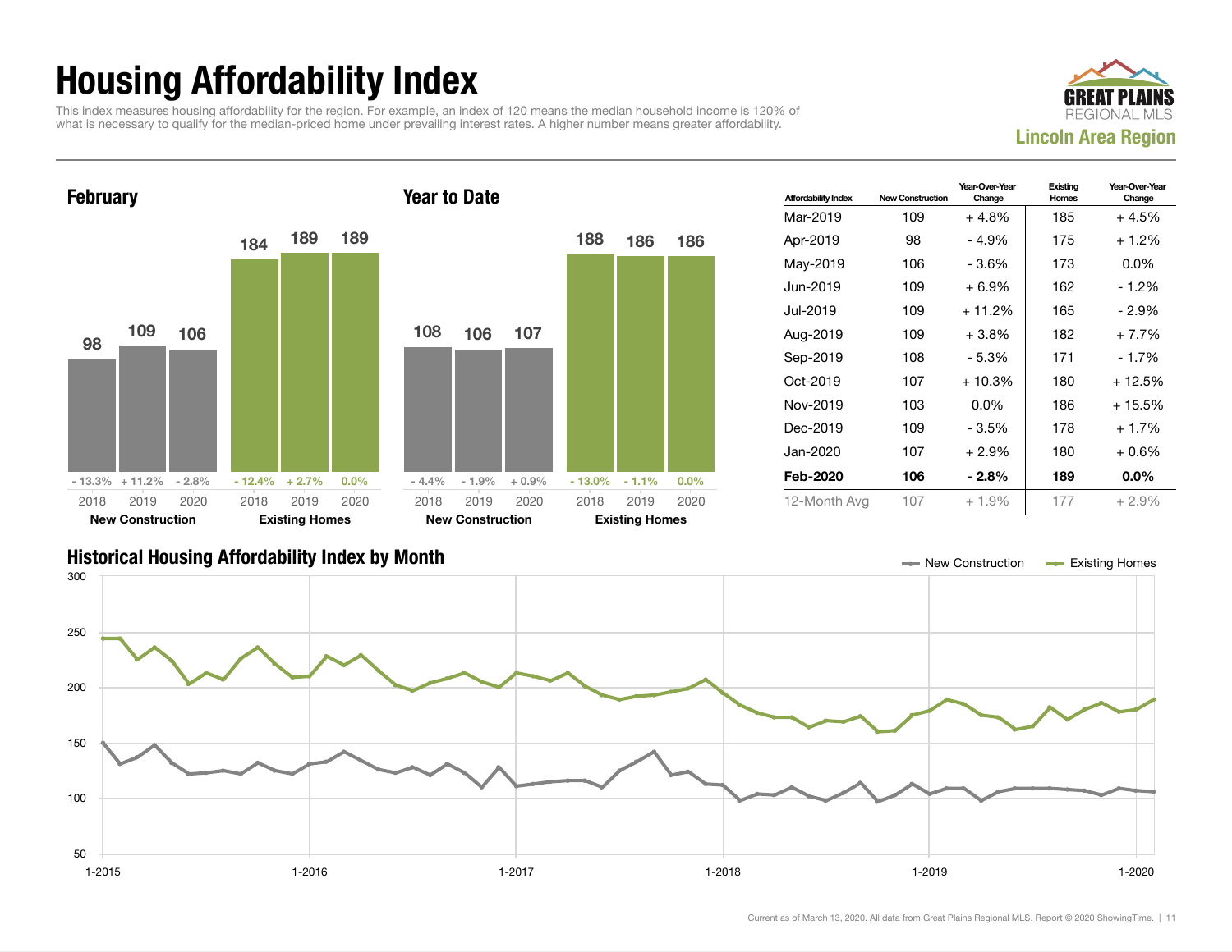# Housing Affordability Index

This index measures housing affordability for the region. For example, an index of 120 means the median household income is 120% of what is necessary to qualify for the median-priced home under prevailing interest rates. A higher number means greater affordability.

**GREAT PLAINS REGIONAL MLS**
**Lincoln Area Region**

## February

| | 2018 | 2019 | 2020 |
|---|---|---|---|
| New Construction | 98 | 109 | 106 |
| Change | - 13.3% | + 11.2% | - 2.8% |
| Existing Homes | 184 | 189 | 189 |
| Change | - 12.4% | + 2.7% | 0.0% |

## Year to Date

| | 2018 | 2019 | 2020 |
|---|---|---|---|
| New Construction | 108 | 106 | 107 |
| Change | - 4.4% | - 1.9% | + 0.9% |
| Existing Homes | 188 | 186 | 186 |
| Change | - 13.0% | - 1.1% | 0.0% |

| Affordability Index | New Construction | Year-Over-Year Change | Existing Homes | Year-Over-Year Change |
|---|---|---|---|---|
| Mar-2019 | 109 | + 4.8% | 185 | + 4.5% |
| Apr-2019 | 98 | - 4.9% | 175 | + 1.2% |
| May-2019 | 106 | - 3.6% | 173 | 0.0% |
| Jun-2019 | 109 | + 6.9% | 162 | - 1.2% |
| Jul-2019 | 109 | + 11.2% | 165 | - 2.9% |
| Aug-2019 | 109 | + 3.8% | 182 | + 7.7% |
| Sep-2019 | 108 | - 5.3% | 171 | - 1.7% |
| Oct-2019 | 107 | + 10.3% | 180 | + 12.5% |
| Nov-2019 | 103 | 0.0% | 186 | + 15.5% |
| Dec-2019 | 109 | - 3.5% | 178 | + 1.7% |
| Jan-2020 | 107 | + 2.9% | 180 | + 0.6% |
| **Feb-2020** | **106** | **- 2.8%** | **189** | **0.0%** |
| 12-Month Avg | 107 | + 1.9% | 177 | + 2.9% |

## Historical Housing Affordability Index by Month

New Construction — Existing Homes

Current as of March 13, 2020. All data from Great Plains Regional MLS. Report © 2020 ShowingTime.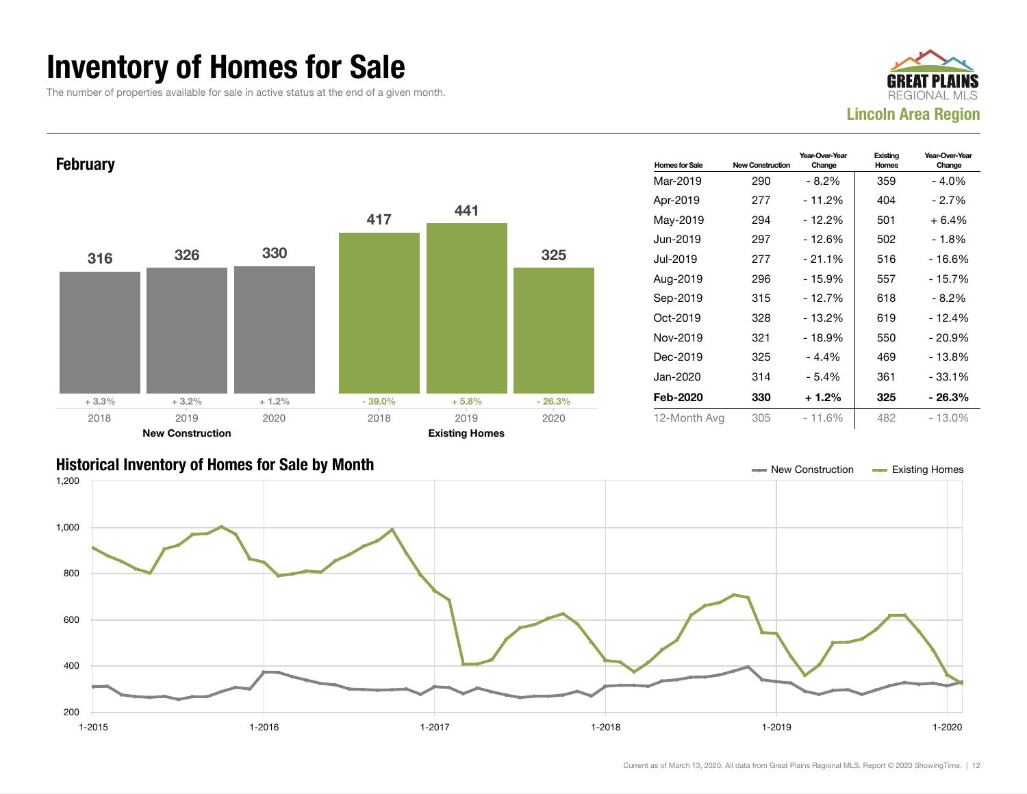# Inventory of Homes for Sale

The number of properties available for sale in active status at the end of a given month.

**Lincoln Area Region**

## February

| | 2018 | 2019 | 2020 |
|---|---|---|---|
| New Construction | 316 | 326 | 330 |
| Year-Over-Year Change | + 3.3% | + 3.2% | + 1.2% |
| Existing Homes | 417 | 441 | 325 |
| Year-Over-Year Change | - 39.0% | + 5.8% | - 26.3% |

| Homes for Sale | New Construction | Year-Over-Year Change | Existing Homes | Year-Over-Year Change |
|---|---|---|---|---|
| Mar-2019 | 290 | - 8.2% | 359 | - 4.0% |
| Apr-2019 | 277 | - 11.2% | 404 | - 2.7% |
| May-2019 | 294 | - 12.2% | 501 | + 6.4% |
| Jun-2019 | 297 | - 12.6% | 502 | - 1.8% |
| Jul-2019 | 277 | - 21.1% | 516 | - 16.6% |
| Aug-2019 | 296 | - 15.9% | 557 | - 15.7% |
| Sep-2019 | 315 | - 12.7% | 618 | - 8.2% |
| Oct-2019 | 328 | - 13.2% | 619 | - 12.4% |
| Nov-2019 | 321 | - 18.9% | 550 | - 20.9% |
| Dec-2019 | 325 | - 4.4% | 469 | - 13.8% |
| Jan-2020 | 314 | - 5.4% | 361 | - 33.1% |
| **Feb-2020** | **330** | **+ 1.2%** | **325** | **- 26.3%** |
| 12-Month Avg | 305 | - 11.6% | 482 | - 13.0% |

## Historical Inventory of Homes for Sale by Month

Current as of March 13, 2020. All data from Great Plains Regional MLS. Report © 2020 ShowingTime.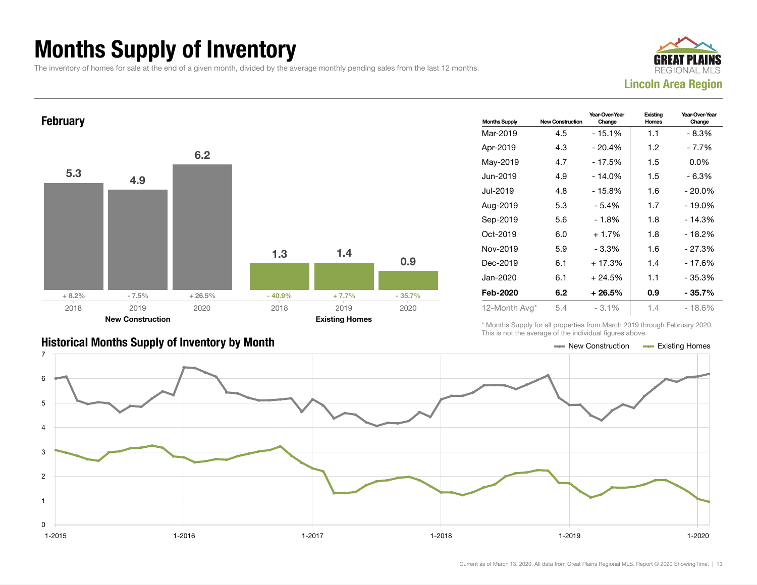# Months Supply of Inventory

The inventory of homes for sale at the end of a given month, divided by the average monthly pending sales from the last 12 months.

GREAT PLAINS REGIONAL MLS

**Lincoln Area Region**

## February

| | New Construction | | | Existing Homes | | |
|---|---|---|---|---|---|---|
| | 2018 | 2019 | 2020 | 2018 | 2019 | 2020 |
| Months Supply | 5.3 | 4.9 | 6.2 | 1.3 | 1.4 | 0.9 |
| Change | + 8.2% | - 7.5% | + 26.5% | - 40.9% | + 7.7% | - 35.7% |

| Months Supply | New Construction | Year-Over-Year Change | Existing Homes | Year-Over-Year Change |
|---|---|---|---|---|
| Mar-2019 | 4.5 | - 15.1% | 1.1 | - 8.3% |
| Apr-2019 | 4.3 | - 20.4% | 1.2 | - 7.7% |
| May-2019 | 4.7 | - 17.5% | 1.5 | 0.0% |
| Jun-2019 | 4.9 | - 14.0% | 1.5 | - 6.3% |
| Jul-2019 | 4.8 | - 15.8% | 1.6 | - 20.0% |
| Aug-2019 | 5.3 | - 5.4% | 1.7 | - 19.0% |
| Sep-2019 | 5.6 | - 1.8% | 1.8 | - 14.3% |
| Oct-2019 | 6.0 | + 1.7% | 1.8 | - 18.2% |
| Nov-2019 | 5.9 | - 3.3% | 1.6 | - 27.3% |
| Dec-2019 | 6.1 | + 17.3% | 1.4 | - 17.6% |
| Jan-2020 | 6.1 | + 24.5% | 1.1 | - 35.3% |
| **Feb-2020** | **6.2** | **+ 26.5%** | **0.9** | **- 35.7%** |
| 12-Month Avg* | 5.4 | - 3.1% | 1.4 | - 18.6% |

\* Months Supply for all properties from March 2019 through February 2020. This is not the average of the individual figures above.

## Historical Months Supply of Inventory by Month

Current as of March 13, 2020. All data from Great Plains Regional MLS. Report © 2020 ShowingTime.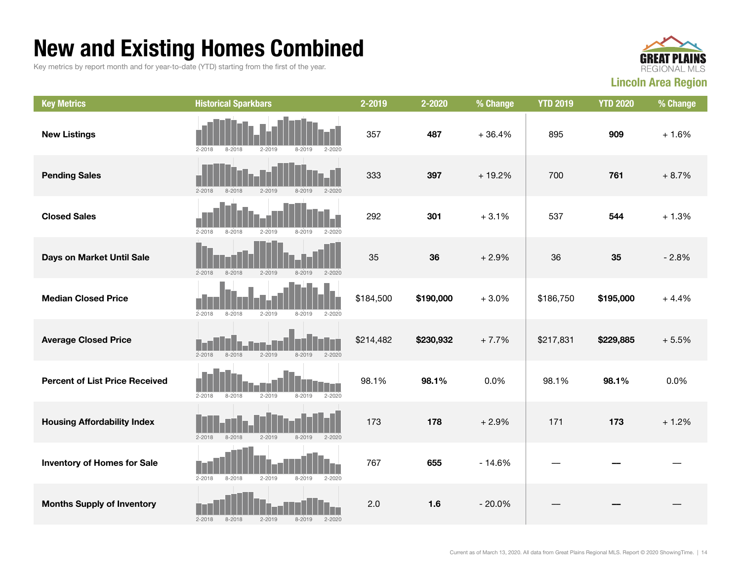# New and Existing Homes Combined

Key metrics by report month and for year-to-date (YTD) starting from the first of the year.

GREAT PLAINS REGIONAL MLS

**Lincoln Area Region**

| Key Metrics | Historical Sparkbars | 2-2019 | 2-2020 | % Change | YTD 2019 | YTD 2020 | % Change |
|---|---|---|---|---|---|---|---|
| **New Listings** | 2-2018 8-2018 2-2019 8-2019 2-2020 | 357 | **487** | + 36.4% | 895 | **909** | + 1.6% |
| **Pending Sales** | 2-2018 8-2018 2-2019 8-2019 2-2020 | 333 | **397** | + 19.2% | 700 | **761** | + 8.7% |
| **Closed Sales** | 2-2018 8-2018 2-2019 8-2019 2-2020 | 292 | **301** | + 3.1% | 537 | **544** | + 1.3% |
| **Days on Market Until Sale** | 2-2018 8-2018 2-2019 8-2019 2-2020 | 35 | **36** | + 2.9% | 36 | **35** | - 2.8% |
| **Median Closed Price** | 2-2018 8-2018 2-2019 8-2019 2-2020 | $184,500 | **$190,000** | + 3.0% | $186,750 | **$195,000** | + 4.4% |
| **Average Closed Price** | 2-2018 8-2018 2-2019 8-2019 2-2020 | $214,482 | **$230,932** | + 7.7% | $217,831 | **$229,885** | + 5.5% |
| **Percent of List Price Received** | 2-2018 8-2018 2-2019 8-2019 2-2020 | 98.1% | **98.1%** | 0.0% | 98.1% | **98.1%** | 0.0% |
| **Housing Affordability Index** | 2-2018 8-2018 2-2019 8-2019 2-2020 | 173 | **178** | + 2.9% | 171 | **173** | + 1.2% |
| **Inventory of Homes for Sale** | 2-2018 8-2018 2-2019 8-2019 2-2020 | 767 | **655** | - 14.6% | — | **—** | — |
| **Months Supply of Inventory** | 2-2018 8-2018 2-2019 8-2019 2-2020 | 2.0 | **1.6** | - 20.0% | — | **—** | — |

Current as of March 13, 2020. All data from Great Plains Regional MLS. Report © 2020 ShowingTime.